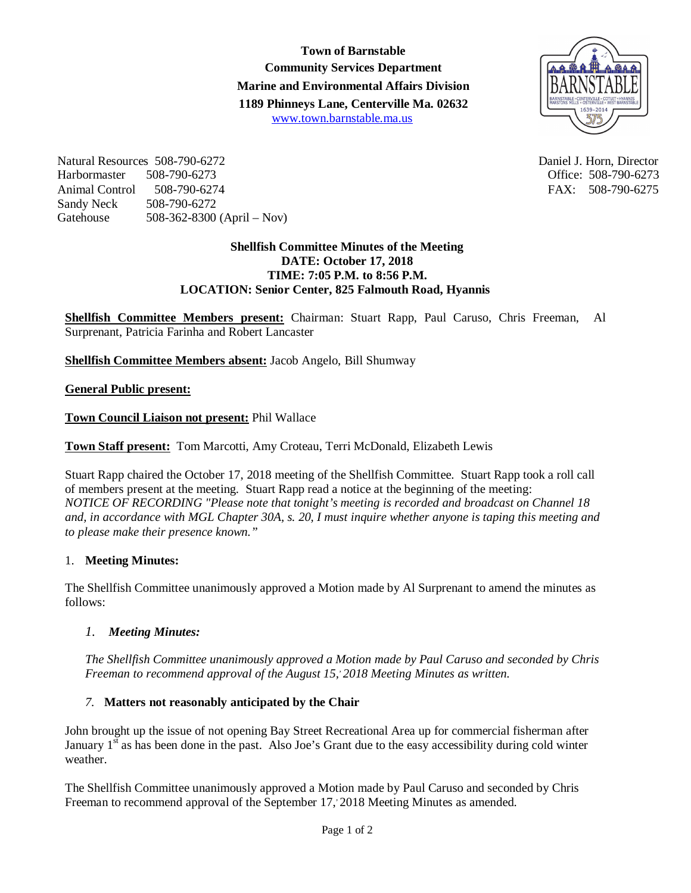**Town of Barnstable**
**Community Services Department**
**Marine and Environmental Affairs Division**
**1189 Phinneys Lane, Centerville Ma. 02632**
www.town.barnstable.ma.us

Natural Resources 508-790-6272
Harbormaster 508-790-6273
Animal Control 508-790-6274
Sandy Neck 508-790-6272
Gatehouse 508-362-8300 (April – Nov)

Daniel J. Horn, Director
Office: 508-790-6273
FAX: 508-790-6275

**Shellfish Committee Minutes of the Meeting**
**DATE: October 17, 2018**
**TIME: 7:05 P.M. to 8:56 P.M.**
**LOCATION: Senior Center, 825 Falmouth Road, Hyannis**

**Shellfish Committee Members present:** Chairman: Stuart Rapp, Paul Caruso, Chris Freeman, Al Surprenant, Patricia Farinha and Robert Lancaster

**Shellfish Committee Members absent:** Jacob Angelo, Bill Shumway

**General Public present:**

**Town Council Liaison not present:** Phil Wallace

**Town Staff present:** Tom Marcotti, Amy Croteau, Terri McDonald, Elizabeth Lewis

Stuart Rapp chaired the October 17, 2018 meeting of the Shellfish Committee. Stuart Rapp took a roll call of members present at the meeting. Stuart Rapp read a notice at the beginning of the meeting: *NOTICE OF RECORDING "Please note that tonight's meeting is recorded and broadcast on Channel 18 and, in accordance with MGL Chapter 30A, s. 20, I must inquire whether anyone is taping this meeting and to please make their presence known."*

1. **Meeting Minutes:**

The Shellfish Committee unanimously approved a Motion made by Al Surprenant to amend the minutes as follows:

*1. **Meeting Minutes:***

*The Shellfish Committee unanimously approved a Motion made by Paul Caruso and seconded by Chris Freeman to recommend approval of the August 15, 2018 Meeting Minutes as written.*

*7.* **Matters not reasonably anticipated by the Chair**

John brought up the issue of not opening Bay Street Recreational Area up for commercial fisherman after January 1st as has been done in the past. Also Joe's Grant due to the easy accessibility during cold winter weather.

The Shellfish Committee unanimously approved a Motion made by Paul Caruso and seconded by Chris Freeman to recommend approval of the September 17, 2018 Meeting Minutes as amended.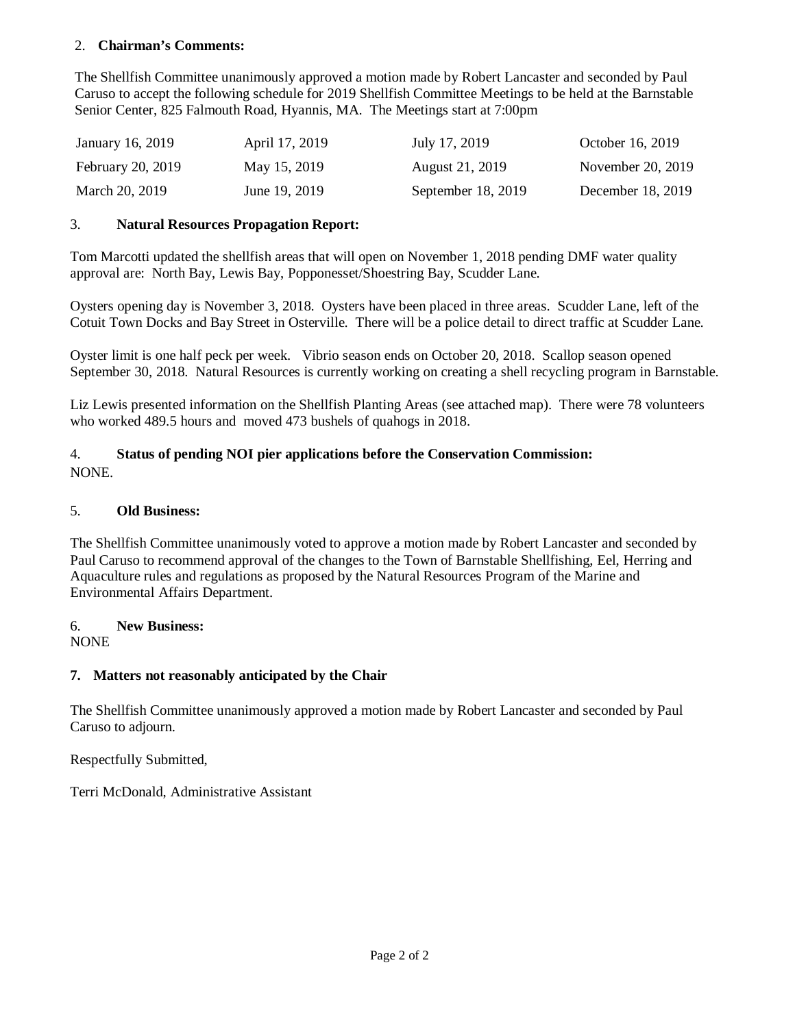2. **Chairman's Comments:**

The Shellfish Committee unanimously approved a motion made by Robert Lancaster and seconded by Paul Caruso to accept the following schedule for 2019 Shellfish Committee Meetings to be held at the Barnstable Senior Center, 825 Falmouth Road, Hyannis, MA. The Meetings start at 7:00pm

| | | | |
|---|---|---|---|
| January 16, 2019 | April 17, 2019 | July 17, 2019 | October 16, 2019 |
| February 20, 2019 | May 15, 2019 | August 21, 2019 | November 20, 2019 |
| March 20, 2019 | June 19, 2019 | September 18, 2019 | December 18, 2019 |

3. **Natural Resources Propagation Report:**

Tom Marcotti updated the shellfish areas that will open on November 1, 2018 pending DMF water quality approval are: North Bay, Lewis Bay, Popponesset/Shoestring Bay, Scudder Lane.

Oysters opening day is November 3, 2018. Oysters have been placed in three areas. Scudder Lane, left of the Cotuit Town Docks and Bay Street in Osterville. There will be a police detail to direct traffic at Scudder Lane.

Oyster limit is one half peck per week. Vibrio season ends on October 20, 2018. Scallop season opened September 30, 2018. Natural Resources is currently working on creating a shell recycling program in Barnstable.

Liz Lewis presented information on the Shellfish Planting Areas (see attached map). There were 78 volunteers who worked 489.5 hours and moved 473 bushels of quahogs in 2018.

4. **Status of pending NOI pier applications before the Conservation Commission:**
NONE.

5. **Old Business:**

The Shellfish Committee unanimously voted to approve a motion made by Robert Lancaster and seconded by Paul Caruso to recommend approval of the changes to the Town of Barnstable Shellfishing, Eel, Herring and Aquaculture rules and regulations as proposed by the Natural Resources Program of the Marine and Environmental Affairs Department.

6. **New Business:**
NONE

7. **Matters not reasonably anticipated by the Chair**

The Shellfish Committee unanimously approved a motion made by Robert Lancaster and seconded by Paul Caruso to adjourn.

Respectfully Submitted,

Terri McDonald, Administrative Assistant